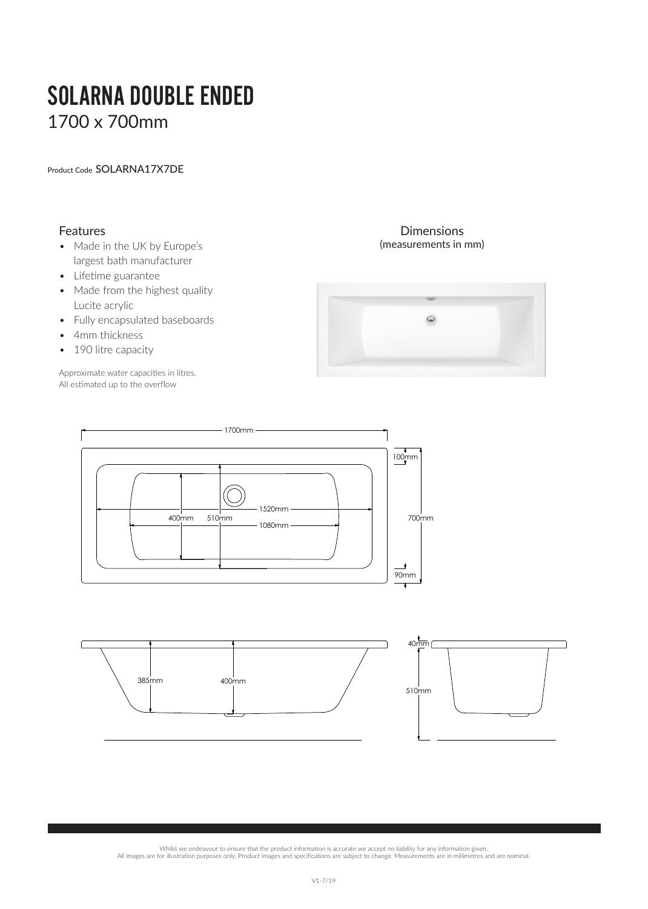# SOLARNA DOUBLE ENDED

1700 x 700mm

Product Code SOLARNA17X7DE

## Features

- Made in the UK by Europe's largest bath manufacturer
- Lifetime guarantee
- Made from the highest quality Lucite acrylic
- Fully encapsulated baseboards
- 4mm thickness
- 190 litre capacity

Approximate water capacities in litres.
All estimated up to the overflow

## Dimensions

(measurements in mm)

1700mm

100mm

1520mm

400mm

510mm

1080mm

700mm

90mm

40mm

385mm

400mm

510mm

Whilst we endeavour to ensure that the product information is accurate we accept no liability for any information given.
All images are for illustration purposes only. Product images and specifications are subject to change. Measurements are in millimetres and are nominal.

V1-7/19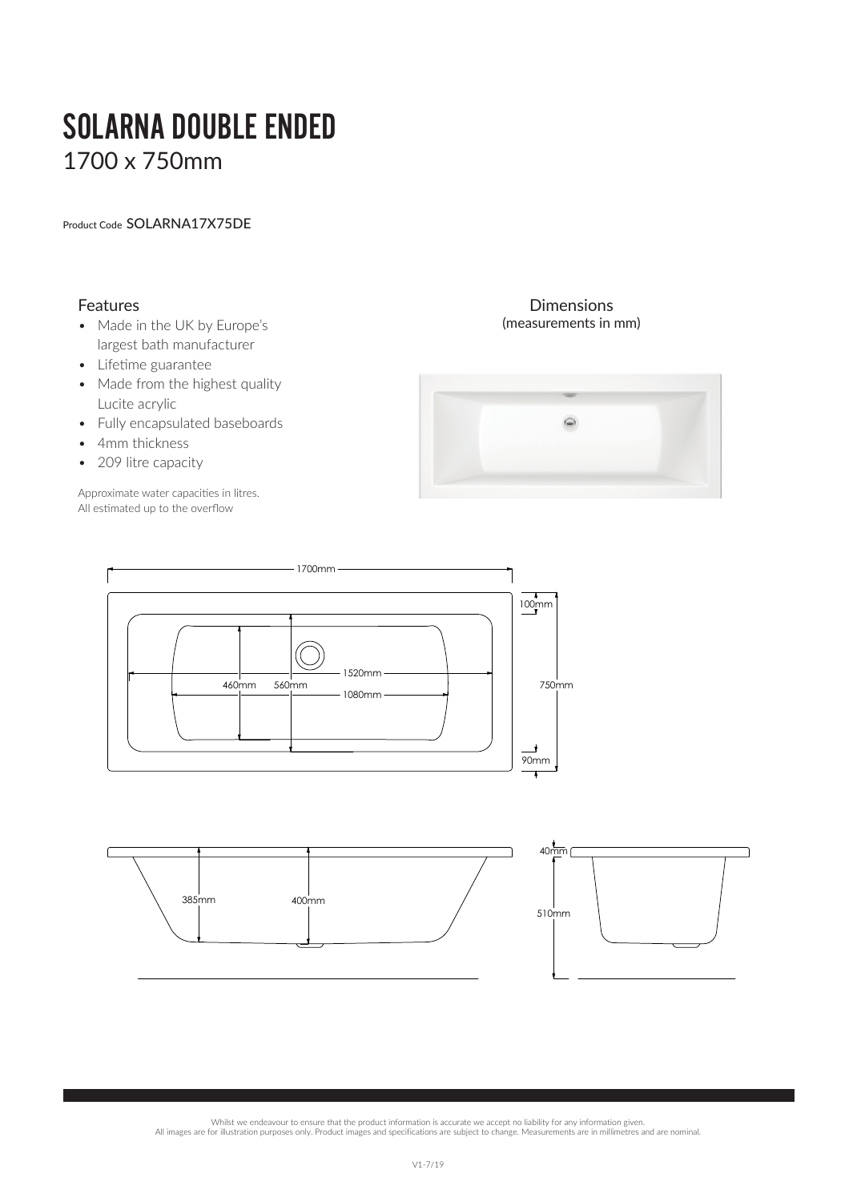# SOLARNA DOUBLE ENDED

## 1700 x 750mm

Product Code SOLARNA17X75DE

### Features

- Made in the UK by Europe's largest bath manufacturer
- Lifetime guarantee
- Made from the highest quality Lucite acrylic
- Fully encapsulated baseboards
- 4mm thickness
- 209 litre capacity

Approximate water capacities in litres.
All estimated up to the overflow

### Dimensions

(measurements in mm)

1700mm

100mm

1520mm

460mm 560mm

1080mm

750mm

90mm

40mm

385mm 400mm

510mm

Whilst we endeavour to ensure that the product information is accurate we accept no liability for any information given.
All images are for illustration purposes only. Product images and specifications are subject to change. Measurements are in millimetres and are nominal.

V1-7/19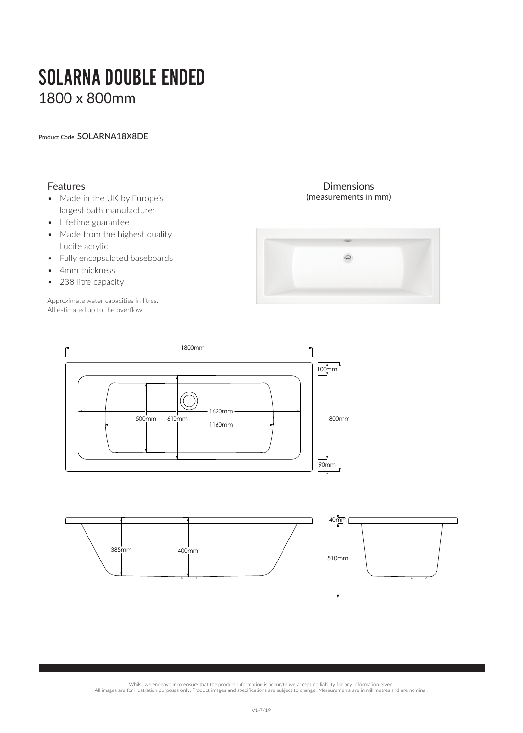# SOLARNA DOUBLE ENDED

1800 x 800mm

Product Code SOLARNA18X8DE

## Features

- Made in the UK by Europe's largest bath manufacturer
- Lifetime guarantee
- Made from the highest quality Lucite acrylic
- Fully encapsulated baseboards
- 4mm thickness
- 238 litre capacity

Approximate water capacities in litres.
All estimated up to the overflow

## Dimensions
(measurements in mm)

1800mm
100mm
1620mm
500mm
610mm
1160mm
800mm
90mm

385mm
400mm
40mm
510mm

Whilst we endeavour to ensure that the product information is accurate we accept no liability for any information given.
All images are for illustration purposes only. Product images and specifications are subject to change. Measurements are in millimetres and are nominal.

V1-7/19